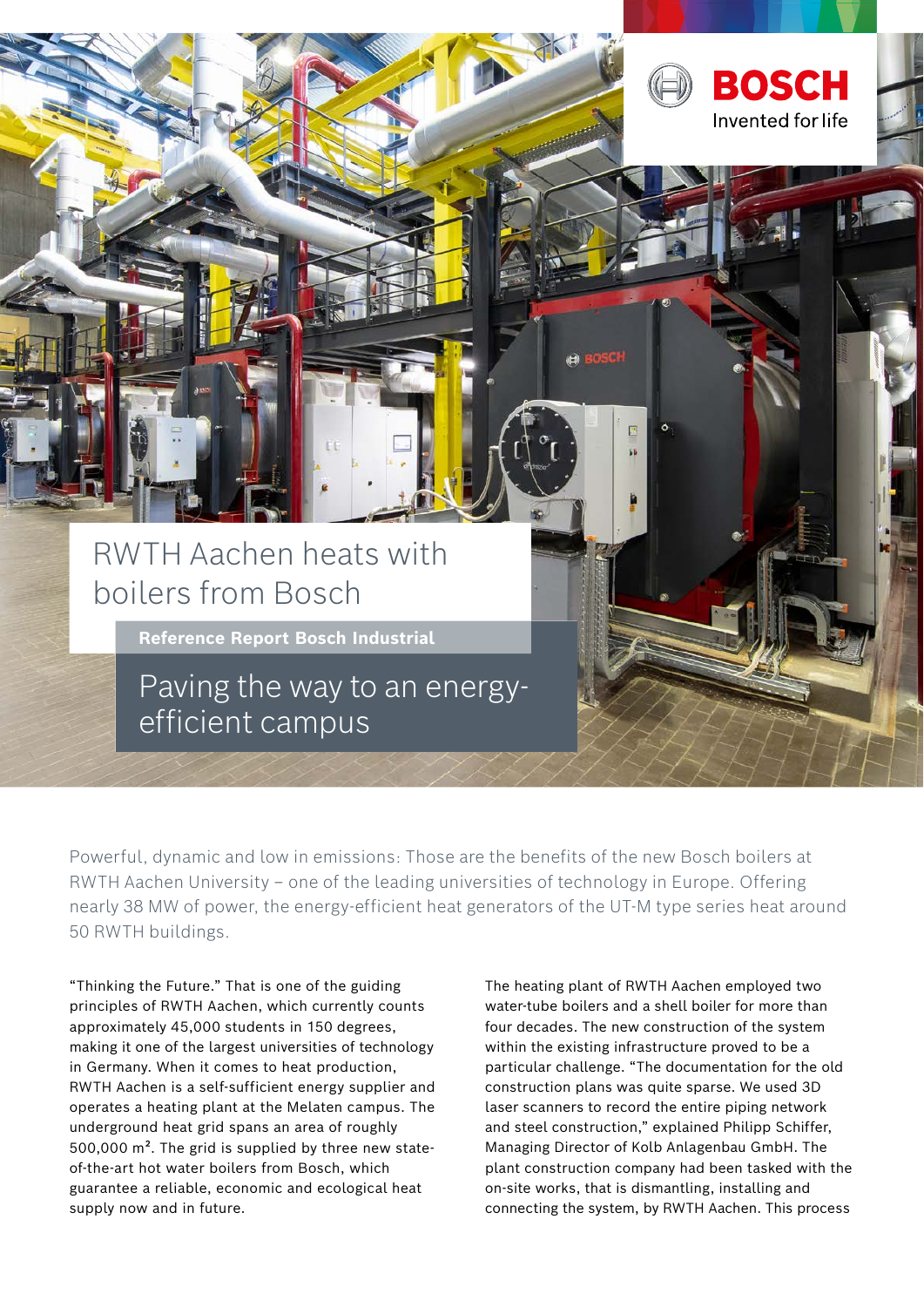BOSCH
Invented for life

# RWTH Aachen heats with boilers from Bosch

**Reference Report Bosch Industrial**

## Paving the way to an energy-efficient campus

Powerful, dynamic and low in emissions: Those are the benefits of the new Bosch boilers at RWTH Aachen University – one of the leading universities of technology in Europe. Offering nearly 38 MW of power, the energy-efficient heat generators of the UT-M type series heat around 50 RWTH buildings.

"Thinking the Future." That is one of the guiding principles of RWTH Aachen, which currently counts approximately 45,000 students in 150 degrees, making it one of the largest universities of technology in Germany. When it comes to heat production, RWTH Aachen is a self-sufficient energy supplier and operates a heating plant at the Melaten campus. The underground heat grid spans an area of roughly 500,000 m². The grid is supplied by three new state-of-the-art hot water boilers from Bosch, which guarantee a reliable, economic and ecological heat supply now and in future.

The heating plant of RWTH Aachen employed two water-tube boilers and a shell boiler for more than four decades. The new construction of the system within the existing infrastructure proved to be a particular challenge. "The documentation for the old construction plans was quite sparse. We used 3D laser scanners to record the entire piping network and steel construction," explained Philipp Schiffer, Managing Director of Kolb Anlagenbau GmbH. The plant construction company had been tasked with the on-site works, that is dismantling, installing and connecting the system, by RWTH Aachen. This process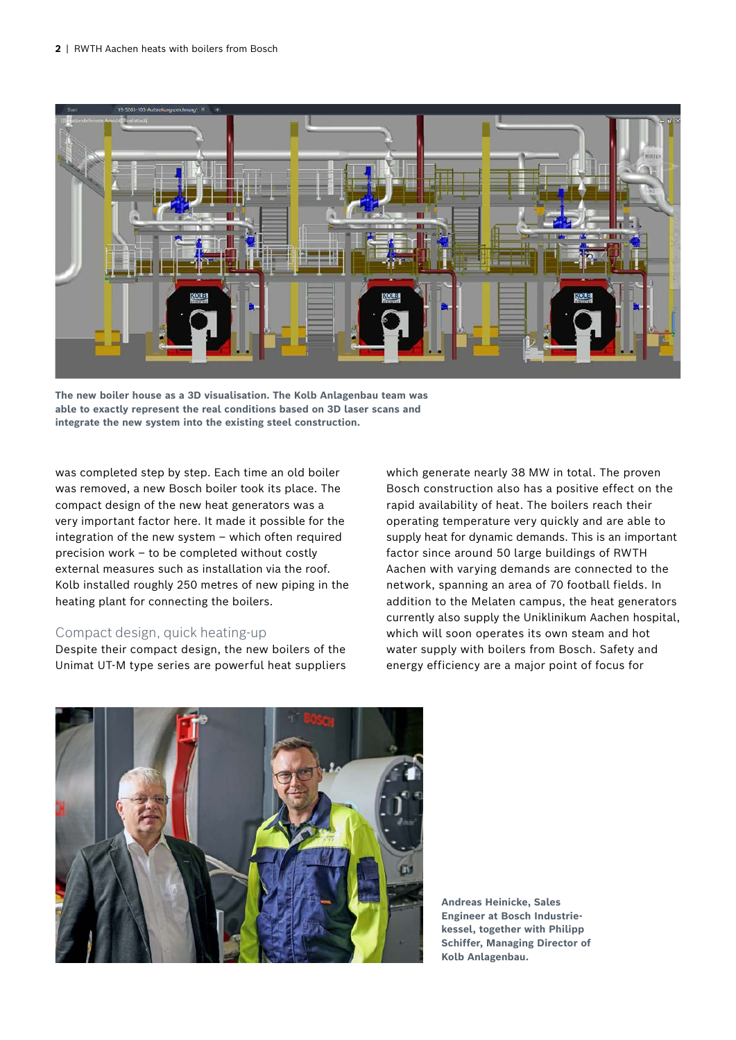The new boiler house as a 3D visualisation. The Kolb Anlagenbau team was able to exactly represent the real conditions based on 3D laser scans and integrate the new system into the existing steel construction.

was completed step by step. Each time an old boiler was removed, a new Bosch boiler took its place. The compact design of the new heat generators was a very important factor here. It made it possible for the integration of the new system – which often required precision work – to be completed without costly external measures such as installation via the roof. Kolb installed roughly 250 metres of new piping in the heating plant for connecting the boilers.

## Compact design, quick heating-up

Despite their compact design, the new boilers of the Unimat UT-M type series are powerful heat suppliers which generate nearly 38 MW in total. The proven Bosch construction also has a positive effect on the rapid availability of heat. The boilers reach their operating temperature very quickly and are able to supply heat for dynamic demands. This is an important factor since around 50 large buildings of RWTH Aachen with varying demands are connected to the network, spanning an area of 70 football fields. In addition to the Melaten campus, the heat generators currently also supply the Uniklinikum Aachen hospital, which will soon operates its own steam and hot water supply with boilers from Bosch. Safety and energy efficiency are a major point of focus for

Andreas Heinicke, Sales Engineer at Bosch Industriekessel, together with Philipp Schiffer, Managing Director of Kolb Anlagenbau.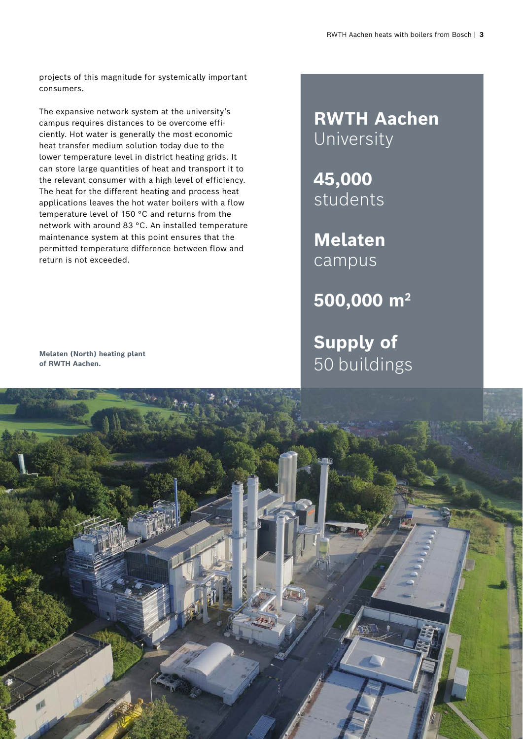projects of this magnitude for systemically important consumers.

The expansive network system at the university's campus requires distances to be overcome efficiently. Hot water is generally the most economic heat transfer medium solution today due to the lower temperature level in district heating grids. It can store large quantities of heat and transport it to the relevant consumer with a high level of efficiency. The heat for the different heating and process heat applications leaves the hot water boilers with a flow temperature level of 150 °C and returns from the network with around 83 °C. An installed temperature maintenance system at this point ensures that the permitted temperature difference between flow and return is not exceeded.

**RWTH Aachen** University

**45,000** students

**Melaten** campus

**500,000 m²**

**Supply of** 50 buildings

**Melaten (North) heating plant of RWTH Aachen.**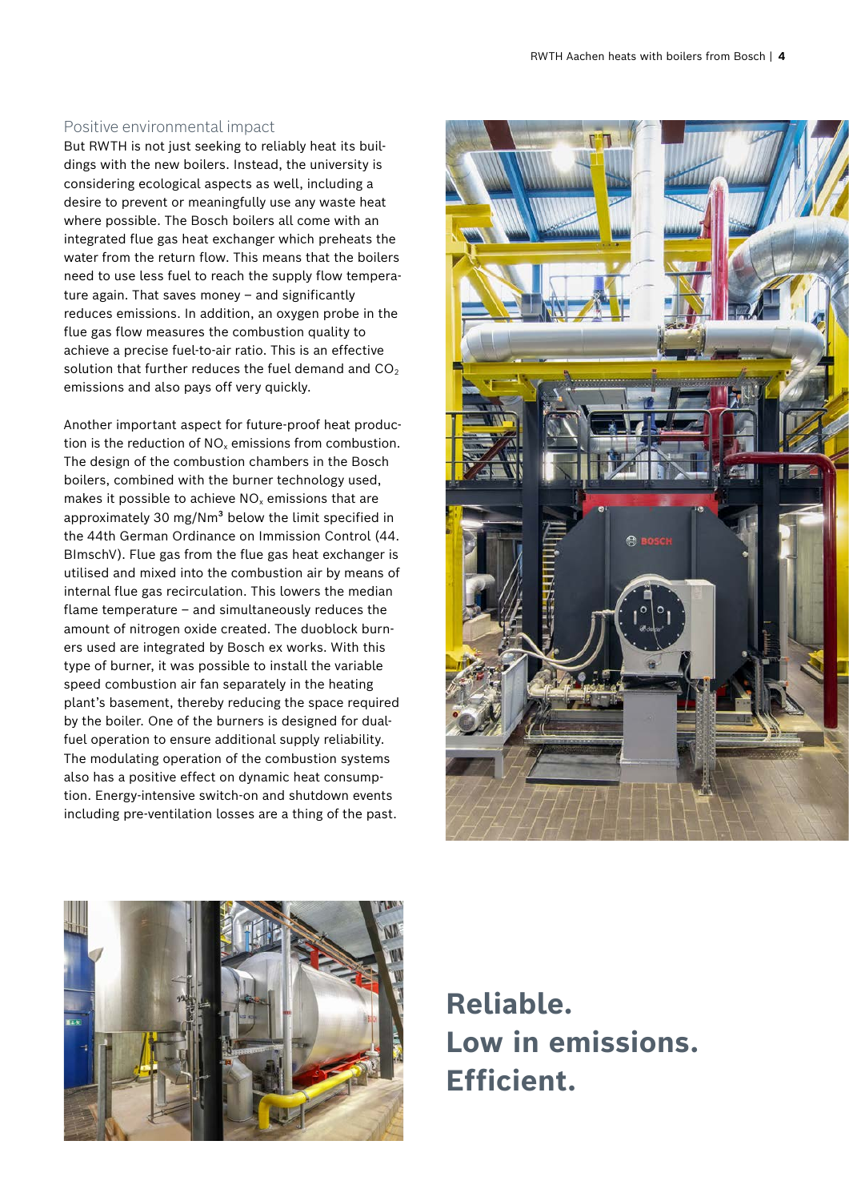## Positive environmental impact

But RWTH is not just seeking to reliably heat its buildings with the new boilers. Instead, the university is considering ecological aspects as well, including a desire to prevent or meaningfully use any waste heat where possible. The Bosch boilers all come with an integrated flue gas heat exchanger which preheats the water from the return flow. This means that the boilers need to use less fuel to reach the supply flow temperature again. That saves money – and significantly reduces emissions. In addition, an oxygen probe in the flue gas flow measures the combustion quality to achieve a precise fuel-to-air ratio. This is an effective solution that further reduces the fuel demand and $CO_2$ emissions and also pays off very quickly.

Another important aspect for future-proof heat production is the reduction of $NO_x$ emissions from combustion. The design of the combustion chambers in the Bosch boilers, combined with the burner technology used, makes it possible to achieve $NO_x$ emissions that are approximately 30 mg/Nm³ below the limit specified in the 44th German Ordinance on Immission Control (44. BImschV). Flue gas from the flue gas heat exchanger is utilised and mixed into the combustion air by means of internal flue gas recirculation. This lowers the median flame temperature – and simultaneously reduces the amount of nitrogen oxide created. The duoblock burners used are integrated by Bosch ex works. With this type of burner, it was possible to install the variable speed combustion air fan separately in the heating plant's basement, thereby reducing the space required by the boiler. One of the burners is designed for dual-fuel operation to ensure additional supply reliability. The modulating operation of the combustion systems also has a positive effect on dynamic heat consumption. Energy-intensive switch-on and shutdown events including pre-ventilation losses are a thing of the past.

**Reliable.**
**Low in emissions.**
**Efficient.**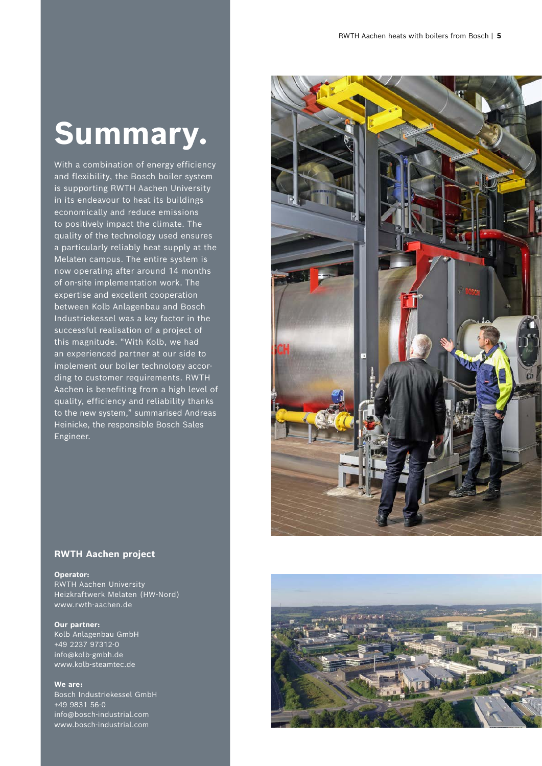# Summary.

With a combination of energy efficiency and flexibility, the Bosch boiler system is supporting RWTH Aachen University in its endeavour to heat its buildings economically and reduce emissions to positively impact the climate. The quality of the technology used ensures a particularly reliably heat supply at the Melaten campus. The entire system is now operating after around 14 months of on-site implementation work. The expertise and excellent cooperation between Kolb Anlagenbau and Bosch Industriekessel was a key factor in the successful realisation of a project of this magnitude. "With Kolb, we had an experienced partner at our side to implement our boiler technology according to customer requirements. RWTH Aachen is benefiting from a high level of quality, efficiency and reliability thanks to the new system," summarised Andreas Heinicke, the responsible Bosch Sales Engineer.

## RWTH Aachen project

**Operator:**
RWTH Aachen University
Heizkraftwerk Melaten (HW-Nord)
www.rwth-aachen.de

**Our partner:**
Kolb Anlagenbau GmbH
+49 2237 97312-0
info@kolb-gmbh.de
www.kolb-steamtec.de

**We are:**
Bosch Industriekessel GmbH
+49 9831 56-0
info@bosch-industrial.com
www.bosch-industrial.com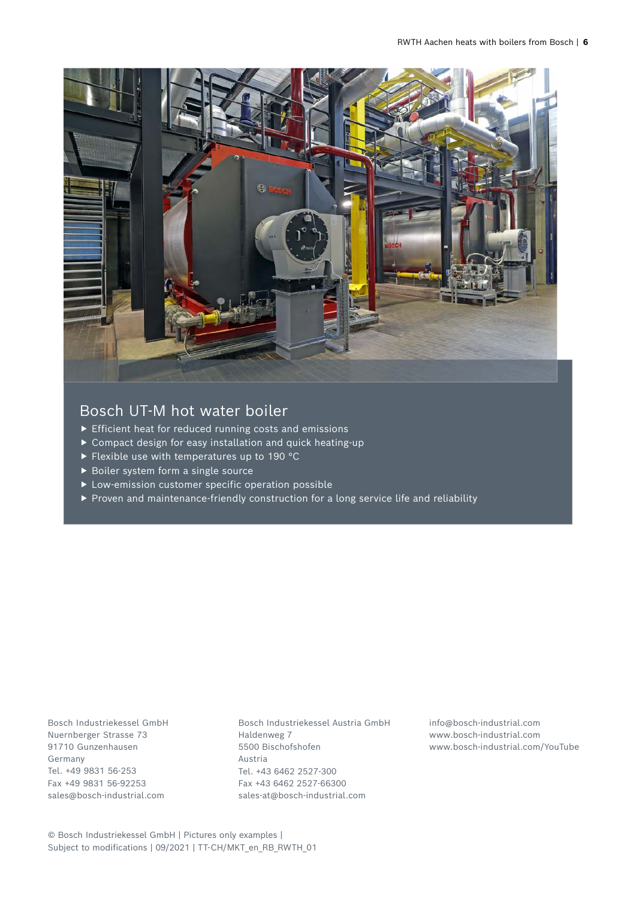## Bosch UT-M hot water boiler

- Efficient heat for reduced running costs and emissions
- Compact design for easy installation and quick heating-up
- Flexible use with temperatures up to 190 °C
- Boiler system form a single source
- Low-emission customer specific operation possible
- Proven and maintenance-friendly construction for a long service life and reliability

Bosch Industriekessel GmbH
Nuernberger Strasse 73
91710 Gunzenhausen
Germany
Tel. +49 9831 56-253
Fax +49 9831 56-92253
sales@bosch-industrial.com

Bosch Industriekessel Austria GmbH
Haldenweg 7
5500 Bischofshofen
Austria
Tel. +43 6462 2527-300
Fax +43 6462 2527-66300
sales-at@bosch-industrial.com

info@bosch-industrial.com
www.bosch-industrial.com
www.bosch-industrial.com/YouTube

© Bosch Industriekessel GmbH | Pictures only examples |
Subject to modifications | 09/2021 | TT-CH/MKT_en_RB_RWTH_01